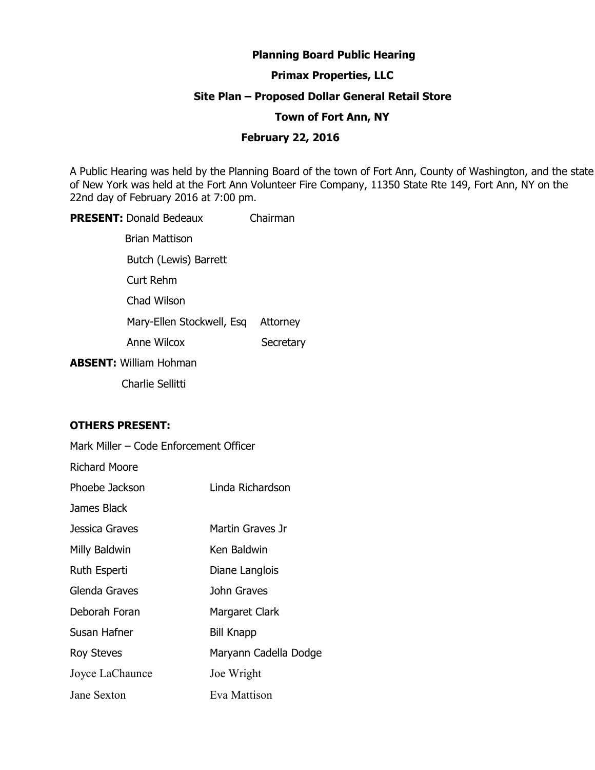**Planning Board Public Hearing**

**Primax Properties, LLC**

**Site Plan – Proposed Dollar General Retail Store**

**Town of Fort Ann, NY**

**February 22, 2016**

A Public Hearing was held by the Planning Board of the town of Fort Ann, County of Washington, and the state of New York was held at the Fort Ann Volunteer Fire Company, 11350 State Rte 149, Fort Ann, NY on the 22nd day of February 2016 at 7:00 pm.

**PRESENT:** Donald Bedeaux Chairman

Brian Mattison

Butch (Lewis) Barrett

Curt Rehm

Chad Wilson

Mary-Ellen Stockwell, Esq Attorney

Anne Wilcox Secretary

**ABSENT:** William Hohman

Charlie Sellitti

**OTHERS PRESENT:**

Mark Miller – Code Enforcement Officer

Richard Moore

Phoebe Jackson Linda Richardson

James Black

Jessica Graves Martin Graves Jr

Milly Baldwin Ken Baldwin

Ruth Esperti Diane Langlois

Glenda Graves John Graves

Deborah Foran Margaret Clark

Susan Hafner Bill Knapp

Roy Steves Maryann Cadella Dodge

Joyce LaChaunce Joe Wright

Jane Sexton Eva Mattison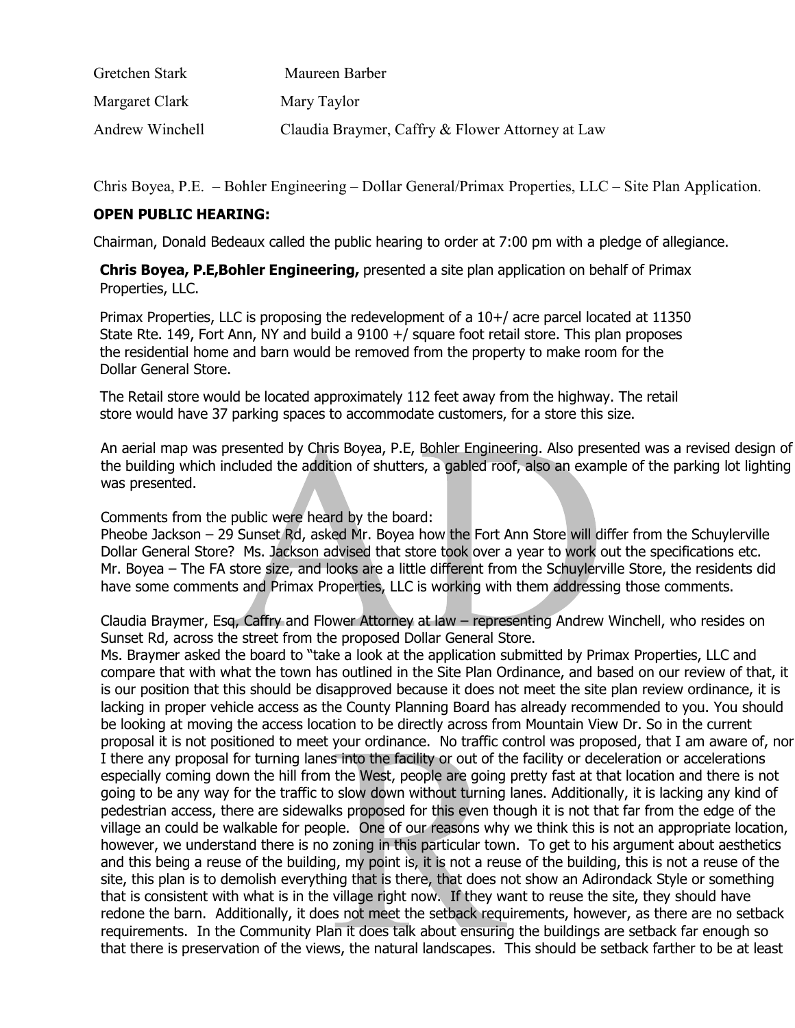Gretchen Stark Maureen Barber

Margaret Clark Mary Taylor

Andrew Winchell Claudia Braymer, Caffry & Flower Attorney at Law

Chris Boyea, P.E. – Bohler Engineering – Dollar General/Primax Properties, LLC – Site Plan Application.

**OPEN PUBLIC HEARING:**

Chairman, Donald Bedeaux called the public hearing to order at 7:00 pm with a pledge of allegiance.

**Chris Boyea, P.E,Bohler Engineering,** presented a site plan application on behalf of Primax Properties, LLC.

Primax Properties, LLC is proposing the redevelopment of a 10+/ acre parcel located at 11350 State Rte. 149, Fort Ann, NY and build a 9100 +/ square foot retail store. This plan proposes the residential home and barn would be removed from the property to make room for the Dollar General Store.

The Retail store would be located approximately 112 feet away from the highway. The retail store would have 37 parking spaces to accommodate customers, for a store this size.

An aerial map was presented by Chris Boyea, P.E, Bohler Engineering. Also presented was a revised design of the building which included the addition of shutters, a gabled roof, also an example of the parking lot lighting was presented.

Comments from the public were heard by the board:
Pheobe Jackson – 29 Sunset Rd, asked Mr. Boyea how the Fort Ann Store will differ from the Schuylerville Dollar General Store? Ms. Jackson advised that store took over a year to work out the specifications etc.
Mr. Boyea – The FA store size, and looks are a little different from the Schuylerville Store, the residents did have some comments and Primax Properties, LLC is working with them addressing those comments.

Claudia Braymer, Esq, Caffry and Flower Attorney at law – representing Andrew Winchell, who resides on Sunset Rd, across the street from the proposed Dollar General Store.
Ms. Braymer asked the board to "take a look at the application submitted by Primax Properties, LLC and compare that with what the town has outlined in the Site Plan Ordinance, and based on our review of that, it is our position that this should be disapproved because it does not meet the site plan review ordinance, it is lacking in proper vehicle access as the County Planning Board has already recommended to you. You should be looking at moving the access location to be directly across from Mountain View Dr. So in the current proposal it is not positioned to meet your ordinance. No traffic control was proposed, that I am aware of, nor I there any proposal for turning lanes into the facility or out of the facility or deceleration or accelerations especially coming down the hill from the West, people are going pretty fast at that location and there is not going to be any way for the traffic to slow down without turning lanes. Additionally, it is lacking any kind of pedestrian access, there are sidewalks proposed for this even though it is not that far from the edge of the village an could be walkable for people. One of our reasons why we think this is not an appropriate location, however, we understand there is no zoning in this particular town. To get to his argument about aesthetics and this being a reuse of the building, my point is, it is not a reuse of the building, this is not a reuse of the site, this plan is to demolish everything that is there, that does not show an Adirondack Style or something that is consistent with what is in the village right now. If they want to reuse the site, they should have redone the barn. Additionally, it does not meet the setback requirements, however, as there are no setback requirements. In the Community Plan it does talk about ensuring the buildings are setback far enough so that there is preservation of the views, the natural landscapes. This should be setback farther to be at least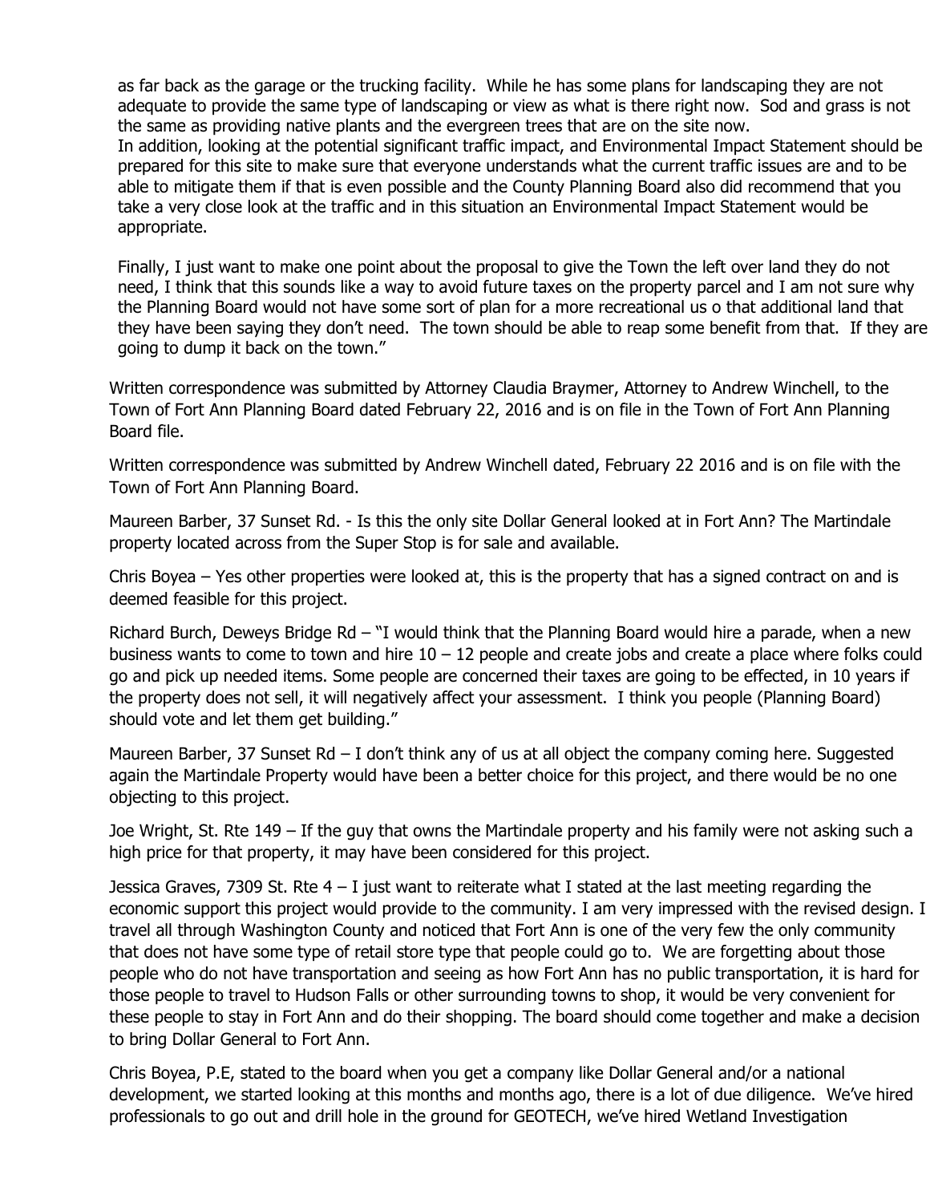as far back as the garage or the trucking facility. While he has some plans for landscaping they are not adequate to provide the same type of landscaping or view as what is there right now. Sod and grass is not the same as providing native plants and the evergreen trees that are on the site now.
In addition, looking at the potential significant traffic impact, and Environmental Impact Statement should be prepared for this site to make sure that everyone understands what the current traffic issues are and to be able to mitigate them if that is even possible and the County Planning Board also did recommend that you take a very close look at the traffic and in this situation an Environmental Impact Statement would be appropriate.

Finally, I just want to make one point about the proposal to give the Town the left over land they do not need, I think that this sounds like a way to avoid future taxes on the property parcel and I am not sure why the Planning Board would not have some sort of plan for a more recreational us o that additional land that they have been saying they don't need. The town should be able to reap some benefit from that. If they are going to dump it back on the town."

Written correspondence was submitted by Attorney Claudia Braymer, Attorney to Andrew Winchell, to the Town of Fort Ann Planning Board dated February 22, 2016 and is on file in the Town of Fort Ann Planning Board file.

Written correspondence was submitted by Andrew Winchell dated, February 22 2016 and is on file with the Town of Fort Ann Planning Board.

Maureen Barber, 37 Sunset Rd. - Is this the only site Dollar General looked at in Fort Ann? The Martindale property located across from the Super Stop is for sale and available.

Chris Boyea – Yes other properties were looked at, this is the property that has a signed contract on and is deemed feasible for this project.

Richard Burch, Deweys Bridge Rd – "I would think that the Planning Board would hire a parade, when a new business wants to come to town and hire 10 – 12 people and create jobs and create a place where folks could go and pick up needed items. Some people are concerned their taxes are going to be effected, in 10 years if the property does not sell, it will negatively affect your assessment. I think you people (Planning Board) should vote and let them get building."

Maureen Barber, 37 Sunset Rd – I don't think any of us at all object the company coming here. Suggested again the Martindale Property would have been a better choice for this project, and there would be no one objecting to this project.

Joe Wright, St. Rte 149 – If the guy that owns the Martindale property and his family were not asking such a high price for that property, it may have been considered for this project.

Jessica Graves, 7309 St. Rte 4 – I just want to reiterate what I stated at the last meeting regarding the economic support this project would provide to the community. I am very impressed with the revised design. I travel all through Washington County and noticed that Fort Ann is one of the very few the only community that does not have some type of retail store type that people could go to. We are forgetting about those people who do not have transportation and seeing as how Fort Ann has no public transportation, it is hard for those people to travel to Hudson Falls or other surrounding towns to shop, it would be very convenient for these people to stay in Fort Ann and do their shopping. The board should come together and make a decision to bring Dollar General to Fort Ann.

Chris Boyea, P.E, stated to the board when you get a company like Dollar General and/or a national development, we started looking at this months and months ago, there is a lot of due diligence. We've hired professionals to go out and drill hole in the ground for GEOTECH, we've hired Wetland Investigation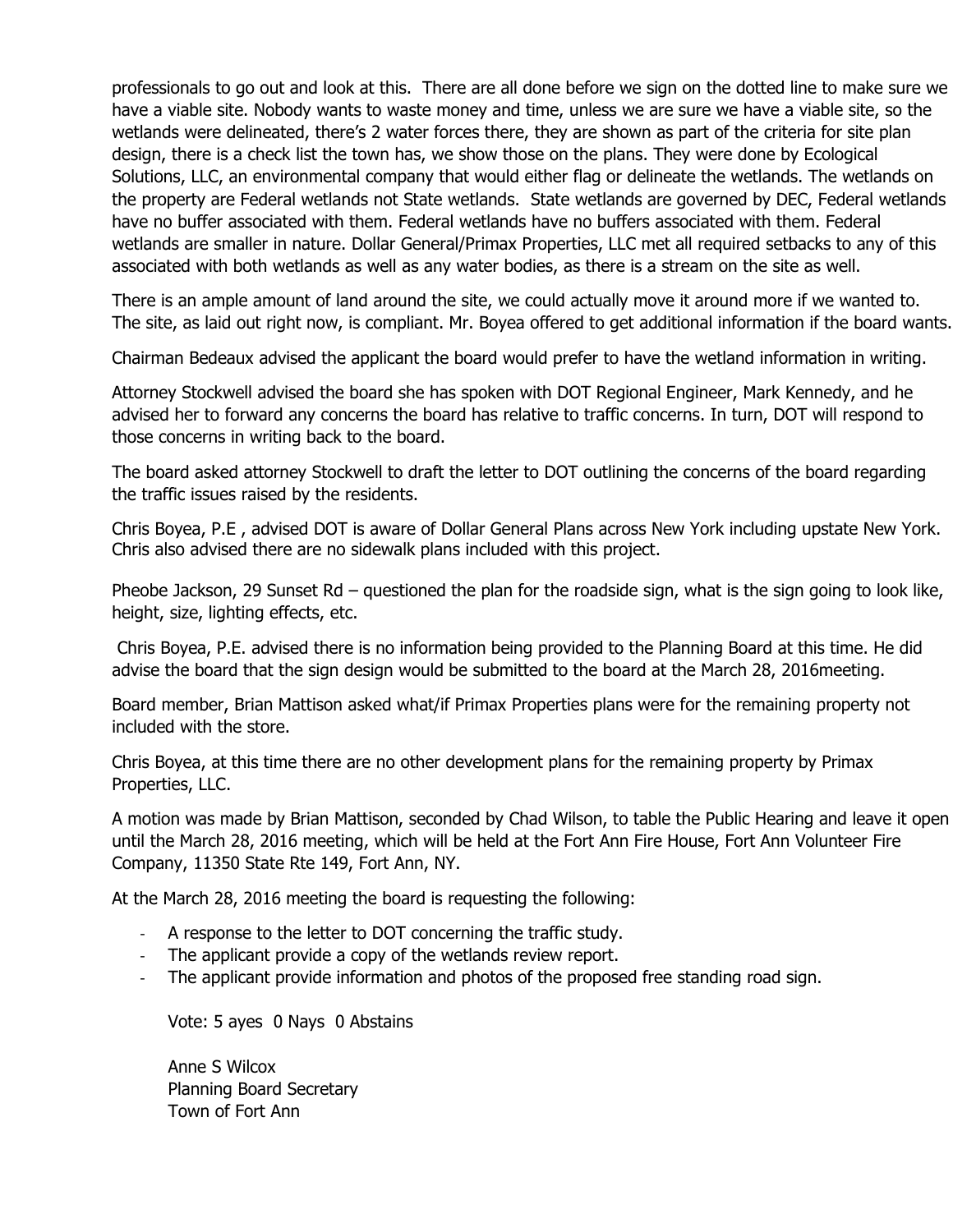professionals to go out and look at this. There are all done before we sign on the dotted line to make sure we have a viable site. Nobody wants to waste money and time, unless we are sure we have a viable site, so the wetlands were delineated, there's 2 water forces there, they are shown as part of the criteria for site plan design, there is a check list the town has, we show those on the plans. They were done by Ecological Solutions, LLC, an environmental company that would either flag or delineate the wetlands. The wetlands on the property are Federal wetlands not State wetlands. State wetlands are governed by DEC, Federal wetlands have no buffer associated with them. Federal wetlands have no buffers associated with them. Federal wetlands are smaller in nature. Dollar General/Primax Properties, LLC met all required setbacks to any of this associated with both wetlands as well as any water bodies, as there is a stream on the site as well.

There is an ample amount of land around the site, we could actually move it around more if we wanted to. The site, as laid out right now, is compliant. Mr. Boyea offered to get additional information if the board wants.

Chairman Bedeaux advised the applicant the board would prefer to have the wetland information in writing.

Attorney Stockwell advised the board she has spoken with DOT Regional Engineer, Mark Kennedy, and he advised her to forward any concerns the board has relative to traffic concerns. In turn, DOT will respond to those concerns in writing back to the board.

The board asked attorney Stockwell to draft the letter to DOT outlining the concerns of the board regarding the traffic issues raised by the residents.

Chris Boyea, P.E , advised DOT is aware of Dollar General Plans across New York including upstate New York. Chris also advised there are no sidewalk plans included with this project.

Pheobe Jackson, 29 Sunset Rd – questioned the plan for the roadside sign, what is the sign going to look like, height, size, lighting effects, etc.

Chris Boyea, P.E. advised there is no information being provided to the Planning Board at this time. He did advise the board that the sign design would be submitted to the board at the March 28, 2016meeting.

Board member, Brian Mattison asked what/if Primax Properties plans were for the remaining property not included with the store.

Chris Boyea, at this time there are no other development plans for the remaining property by Primax Properties, LLC.

A motion was made by Brian Mattison, seconded by Chad Wilson, to table the Public Hearing and leave it open until the March 28, 2016 meeting, which will be held at the Fort Ann Fire House, Fort Ann Volunteer Fire Company, 11350 State Rte 149, Fort Ann, NY.

At the March 28, 2016 meeting the board is requesting the following:

- A response to the letter to DOT concerning the traffic study.
- The applicant provide a copy of the wetlands review report.
- The applicant provide information and photos of the proposed free standing road sign.

Vote: 5 ayes 0 Nays 0 Abstains

Anne S Wilcox
Planning Board Secretary
Town of Fort Ann